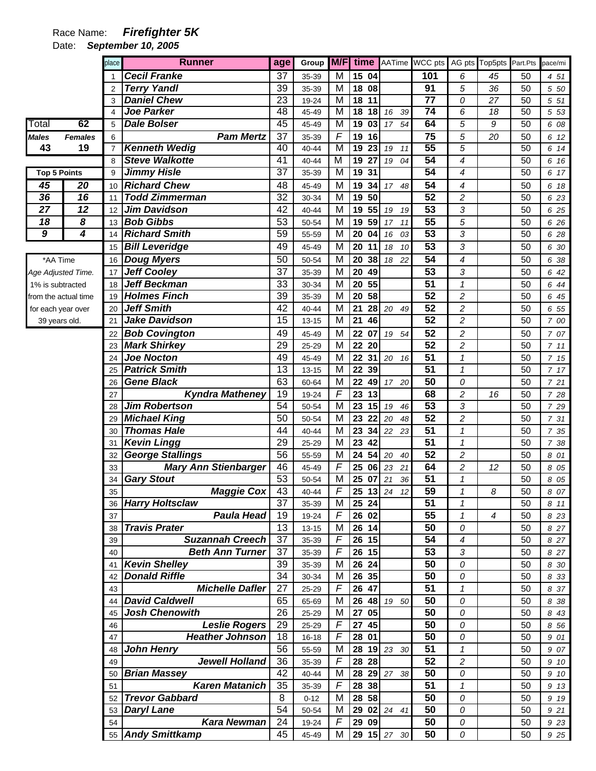Race Name: ***Firefighter 5K***

Date: ***September 10, 2005***

| Total | 62 |
|---|---|
| **Males** | **Females** |
| 43 | 19 |

| Top 5 Points | |
|---|---|
| 45 | 20 |
| 36 | 16 |
| 27 | 12 |
| 18 | 8 |
| 9 | 4 |

*AA Time
*Age Adjusted Time.*
1% is subtracted from the actual time for each year over 39 years old.

| place | Runner | age | Group | M/F | time | AATime | WCC pts | AG pts | Top5pts | Part.Pts | pace/mi |
|---|---|---|---|---|---|---|---|---|---|---|---|
| 1 | Cecil Franke | 37 | 35-39 | M | 15 04 | | 101 | 6 | 45 | 50 | 4 51 |
| 2 | Terry Yandl | 39 | 35-39 | M | 18 08 | | 91 | 5 | 36 | 50 | 5 50 |
| 3 | Daniel Chew | 23 | 19-24 | M | 18 11 | | 77 | 0 | 27 | 50 | 5 51 |
| 4 | Joe Parker | 48 | 45-49 | M | 18 18 | 16 39 | 74 | 6 | 18 | 50 | 5 53 |
| 5 | Dale Bolser | 45 | 45-49 | M | 19 03 | 17 54 | 64 | 5 | 9 | 50 | 6 08 |
| 6 | Pam Mertz | 37 | 35-39 | F | 19 16 | | 75 | 5 | 20 | 50 | 6 12 |
| 7 | Kenneth Wedig | 40 | 40-44 | M | 19 23 | 19 11 | 55 | 5 | | 50 | 6 14 |
| 8 | Steve Walkotte | 41 | 40-44 | M | 19 27 | 19 04 | 54 | 4 | | 50 | 6 16 |
| 9 | Jimmy Hisle | 37 | 35-39 | M | 19 31 | | 54 | 4 | | 50 | 6 17 |
| 10 | Richard Chew | 48 | 45-49 | M | 19 34 | 17 48 | 54 | 4 | | 50 | 6 18 |
| 11 | Todd Zimmerman | 32 | 30-34 | M | 19 50 | | 52 | 2 | | 50 | 6 23 |
| 12 | Jim Davidson | 42 | 40-44 | M | 19 55 | 19 19 | 53 | 3 | | 50 | 6 25 |
| 13 | Bob Gibbs | 53 | 50-54 | M | 19 59 | 17 11 | 55 | 5 | | 50 | 6 26 |
| 14 | Richard Smith | 59 | 55-59 | M | 20 04 | 16 03 | 53 | 3 | | 50 | 6 28 |
| 15 | Bill Leveridge | 49 | 45-49 | M | 20 11 | 18 10 | 53 | 3 | | 50 | 6 30 |
| 16 | Doug Myers | 50 | 50-54 | M | 20 38 | 18 22 | 54 | 4 | | 50 | 6 38 |
| 17 | Jeff Cooley | 37 | 35-39 | M | 20 49 | | 53 | 3 | | 50 | 6 42 |
| 18 | Jeff Beckman | 33 | 30-34 | M | 20 55 | | 51 | 1 | | 50 | 6 44 |
| 19 | Holmes Finch | 39 | 35-39 | M | 20 58 | | 52 | 2 | | 50 | 6 45 |
| 20 | Jeff Smith | 42 | 40-44 | M | 21 28 | 20 49 | 52 | 2 | | 50 | 6 55 |
| 21 | Jake Davidson | 15 | 13-15 | M | 21 46 | | 52 | 2 | | 50 | 7 00 |
| 22 | Bob Covington | 49 | 45-49 | M | 22 07 | 19 54 | 52 | 2 | | 50 | 7 07 |
| 23 | Mark Shirkey | 29 | 25-29 | M | 22 20 | | 52 | 2 | | 50 | 7 11 |
| 24 | Joe Nocton | 49 | 45-49 | M | 22 31 | 20 16 | 51 | 1 | | 50 | 7 15 |
| 25 | Patrick Smith | 13 | 13-15 | M | 22 39 | | 51 | 1 | | 50 | 7 17 |
| 26 | Gene Black | 63 | 60-64 | M | 22 49 | 17 20 | 50 | 0 | | 50 | 7 21 |
| 27 | Kyndra Matheney | 19 | 19-24 | F | 23 13 | | 68 | 2 | 16 | 50 | 7 28 |
| 28 | Jim Robertson | 54 | 50-54 | M | 23 15 | 19 46 | 53 | 3 | | 50 | 7 29 |
| 29 | Michael King | 50 | 50-54 | M | 23 22 | 20 48 | 52 | 2 | | 50 | 7 31 |
| 30 | Thomas Hale | 44 | 40-44 | M | 23 34 | 22 23 | 51 | 1 | | 50 | 7 35 |
| 31 | Kevin Lingg | 29 | 25-29 | M | 23 42 | | 51 | 1 | | 50 | 7 38 |
| 32 | George Stallings | 56 | 55-59 | M | 24 54 | 20 40 | 52 | 2 | | 50 | 8 01 |
| 33 | Mary Ann Stienbarger | 46 | 45-49 | F | 25 06 | 23 21 | 64 | 2 | 12 | 50 | 8 05 |
| 34 | Gary Stout | 53 | 50-54 | M | 25 07 | 21 36 | 51 | 1 | | 50 | 8 05 |
| 35 | Maggie Cox | 43 | 40-44 | F | 25 13 | 24 12 | 59 | 1 | 8 | 50 | 8 07 |
| 36 | Harry Holtsclaw | 37 | 35-39 | M | 25 24 | | 51 | 1 | | 50 | 8 11 |
| 37 | Paula Head | 19 | 19-24 | F | 26 02 | | 55 | 1 | 4 | 50 | 8 23 |
| 38 | Travis Prater | 13 | 13-15 | M | 26 14 | | 50 | 0 | | 50 | 8 27 |
| 39 | Suzannah Creech | 37 | 35-39 | F | 26 15 | | 54 | 4 | | 50 | 8 27 |
| 40 | Beth Ann Turner | 37 | 35-39 | F | 26 15 | | 53 | 3 | | 50 | 8 27 |
| 41 | Kevin Shelley | 39 | 35-39 | M | 26 24 | | 50 | 0 | | 50 | 8 30 |
| 42 | Donald Riffle | 34 | 30-34 | M | 26 35 | | 50 | 0 | | 50 | 8 33 |
| 43 | Michelle Dafler | 27 | 25-29 | F | 26 47 | | 51 | 1 | | 50 | 8 37 |
| 44 | David Caldwell | 65 | 65-69 | M | 26 48 | 19 50 | 50 | 0 | | 50 | 8 38 |
| 45 | Josh Chenowith | 26 | 25-29 | M | 27 05 | | 50 | 0 | | 50 | 8 43 |
| 46 | Leslie Rogers | 29 | 25-29 | F | 27 45 | | 50 | 0 | | 50 | 8 56 |
| 47 | Heather Johnson | 18 | 16-18 | F | 28 01 | | 50 | 0 | | 50 | 9 01 |
| 48 | John Henry | 56 | 55-59 | M | 28 19 | 23 30 | 51 | 1 | | 50 | 9 07 |
| 49 | Jewell Holland | 36 | 35-39 | F | 28 28 | | 52 | 2 | | 50 | 9 10 |
| 50 | Brian Massey | 42 | 40-44 | M | 28 29 | 27 38 | 50 | 0 | | 50 | 9 10 |
| 51 | Karen Matanich | 35 | 35-39 | F | 28 38 | | 51 | 1 | | 50 | 9 13 |
| 52 | Trevor Gabbard | 8 | 0-12 | M | 28 58 | | 50 | 0 | | 50 | 9 19 |
| 53 | Daryl Lane | 54 | 50-54 | M | 29 02 | 24 41 | 50 | 0 | | 50 | 9 21 |
| 54 | Kara Newman | 24 | 19-24 | F | 29 09 | | 50 | 0 | | 50 | 9 23 |
| 55 | Andy Smittkamp | 45 | 45-49 | M | 29 15 | 27 30 | 50 | 0 | | 50 | 9 25 |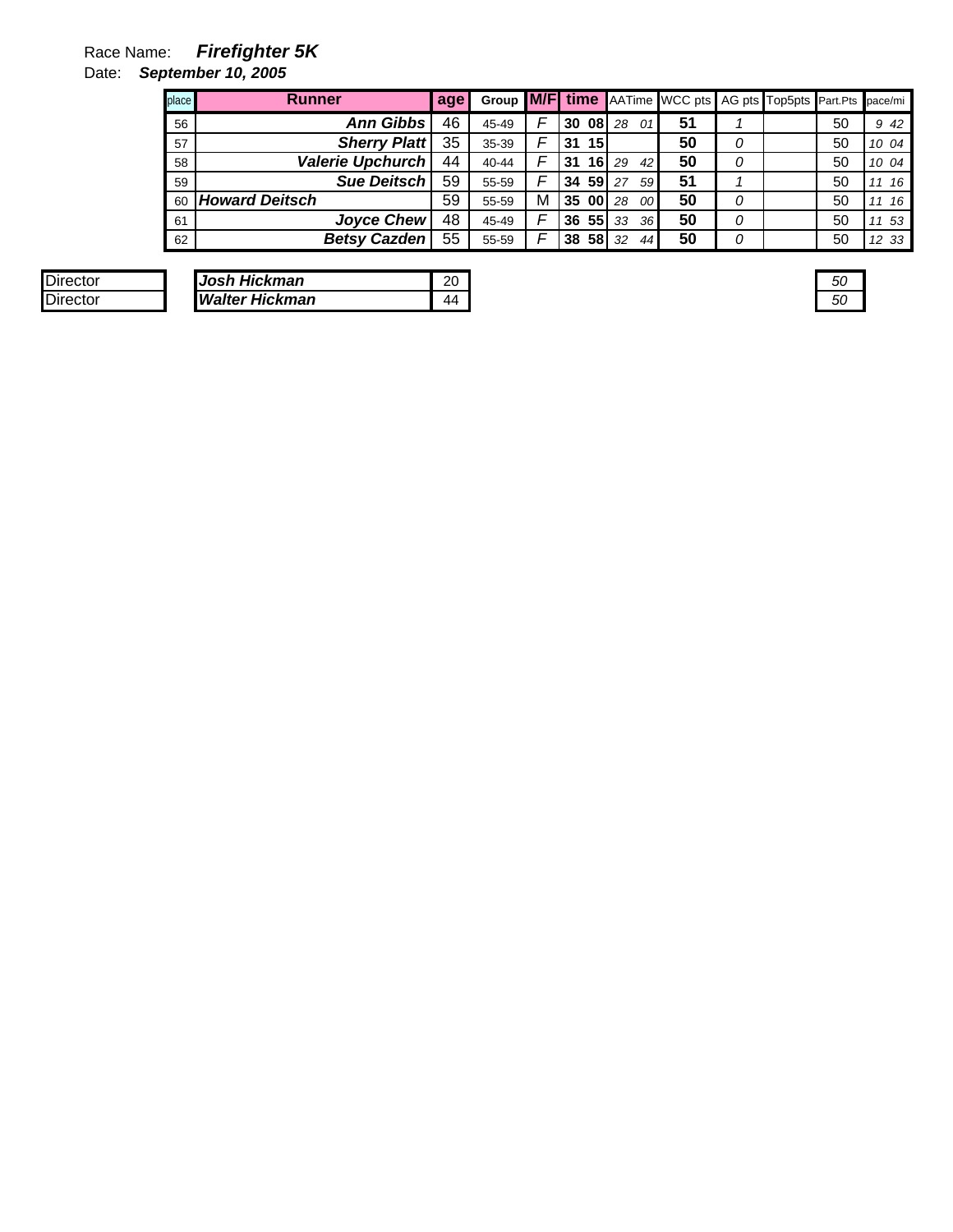Race Name: ***Firefighter 5K***

Date: ***September 10, 2005***

| place | Runner | age | Group | M/F | time | AATime | WCC pts | AG pts | Top5pts | Part.Pts | pace/mi |
|---|---|---|---|---|---|---|---|---|---|---|---|
| 56 | ***Ann Gibbs*** | 46 | 45-49 | *F* | **30 08** | *28 01* | **51** | *1* | | 50 | *9 42* |
| 57 | ***Sherry Platt*** | 35 | 35-39 | *F* | **31 15** | | **50** | *0* | | 50 | *10 04* |
| 58 | ***Valerie Upchurch*** | 44 | 40-44 | *F* | **31 16** | *29 42* | **50** | *0* | | 50 | *10 04* |
| 59 | ***Sue Deitsch*** | 59 | 55-59 | *F* | **34 59** | *27 59* | **51** | *1* | | 50 | *11 16* |
| 60 | **Howard Deitsch** | 59 | 55-59 | M | **35 00** | *28 00* | **50** | *0* | | 50 | *11 16* |
| 61 | ***Joyce Chew*** | 48 | 45-49 | *F* | **36 55** | *33 36* | **50** | *0* | | 50 | *11 53* |
| 62 | ***Betsy Cazden*** | 55 | 55-59 | *F* | **38 58** | *32 44* | **50** | *0* | | 50 | *12 33* |

| | | | |
|---|---|---|---|
| Director | ***Josh Hickman*** | 20 | *50* |
| Director | ***Walter Hickman*** | 44 | *50* |